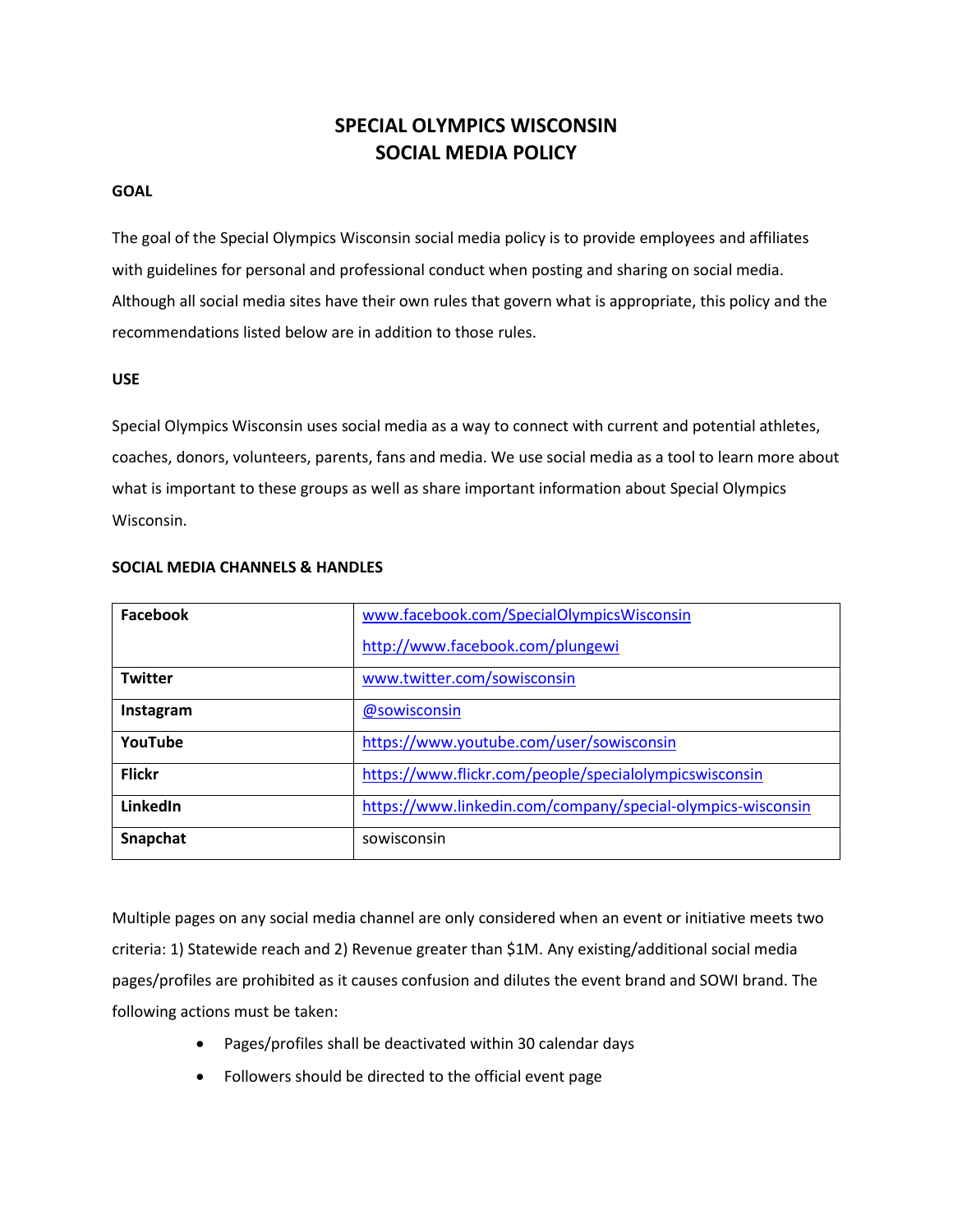# SPECIAL OLYMPICS WISCONSIN
# SOCIAL MEDIA POLICY

**GOAL**

The goal of the Special Olympics Wisconsin social media policy is to provide employees and affiliates with guidelines for personal and professional conduct when posting and sharing on social media. Although all social media sites have their own rules that govern what is appropriate, this policy and the recommendations listed below are in addition to those rules.

**USE**

Special Olympics Wisconsin uses social media as a way to connect with current and potential athletes, coaches, donors, volunteers, parents, fans and media. We use social media as a tool to learn more about what is important to these groups as well as share important information about Special Olympics Wisconsin.

**SOCIAL MEDIA CHANNELS & HANDLES**

| | |
|---|---|
| **Facebook** | www.facebook.com/SpecialOlympicsWisconsin<br>http://www.facebook.com/plungewi |
| **Twitter** | www.twitter.com/sowisconsin |
| **Instagram** | @sowisconsin |
| **YouTube** | https://www.youtube.com/user/sowisconsin |
| **Flickr** | https://www.flickr.com/people/specialolympicswisconsin |
| **LinkedIn** | https://www.linkedin.com/company/special-olympics-wisconsin |
| **Snapchat** | sowisconsin |

Multiple pages on any social media channel are only considered when an event or initiative meets two criteria: 1) Statewide reach and 2) Revenue greater than $1M. Any existing/additional social media pages/profiles are prohibited as it causes confusion and dilutes the event brand and SOWI brand. The following actions must be taken:

- Pages/profiles shall be deactivated within 30 calendar days
- Followers should be directed to the official event page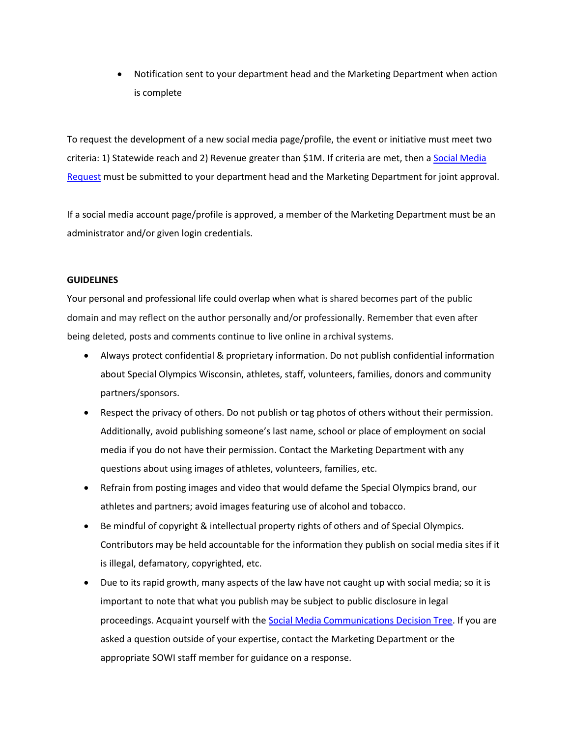- Notification sent to your department head and the Marketing Department when action is complete

To request the development of a new social media page/profile, the event or initiative must meet two criteria: 1) Statewide reach and 2) Revenue greater than $1M. If criteria are met, then a [Social Media Request]() must be submitted to your department head and the Marketing Department for joint approval.

If a social media account page/profile is approved, a member of the Marketing Department must be an administrator and/or given login credentials.

**GUIDELINES**

Your personal and professional life could overlap when what is shared becomes part of the public domain and may reflect on the author personally and/or professionally. Remember that even after being deleted, posts and comments continue to live online in archival systems.

- Always protect confidential & proprietary information. Do not publish confidential information about Special Olympics Wisconsin, athletes, staff, volunteers, families, donors and community partners/sponsors.
- Respect the privacy of others. Do not publish or tag photos of others without their permission. Additionally, avoid publishing someone's last name, school or place of employment on social media if you do not have their permission. Contact the Marketing Department with any questions about using images of athletes, volunteers, families, etc.
- Refrain from posting images and video that would defame the Special Olympics brand, our athletes and partners; avoid images featuring use of alcohol and tobacco.
- Be mindful of copyright & intellectual property rights of others and of Special Olympics. Contributors may be held accountable for the information they publish on social media sites if it is illegal, defamatory, copyrighted, etc.
- Due to its rapid growth, many aspects of the law have not caught up with social media; so it is important to note that what you publish may be subject to public disclosure in legal proceedings. Acquaint yourself with the [Social Media Communications Decision Tree](). If you are asked a question outside of your expertise, contact the Marketing Department or the appropriate SOWI staff member for guidance on a response.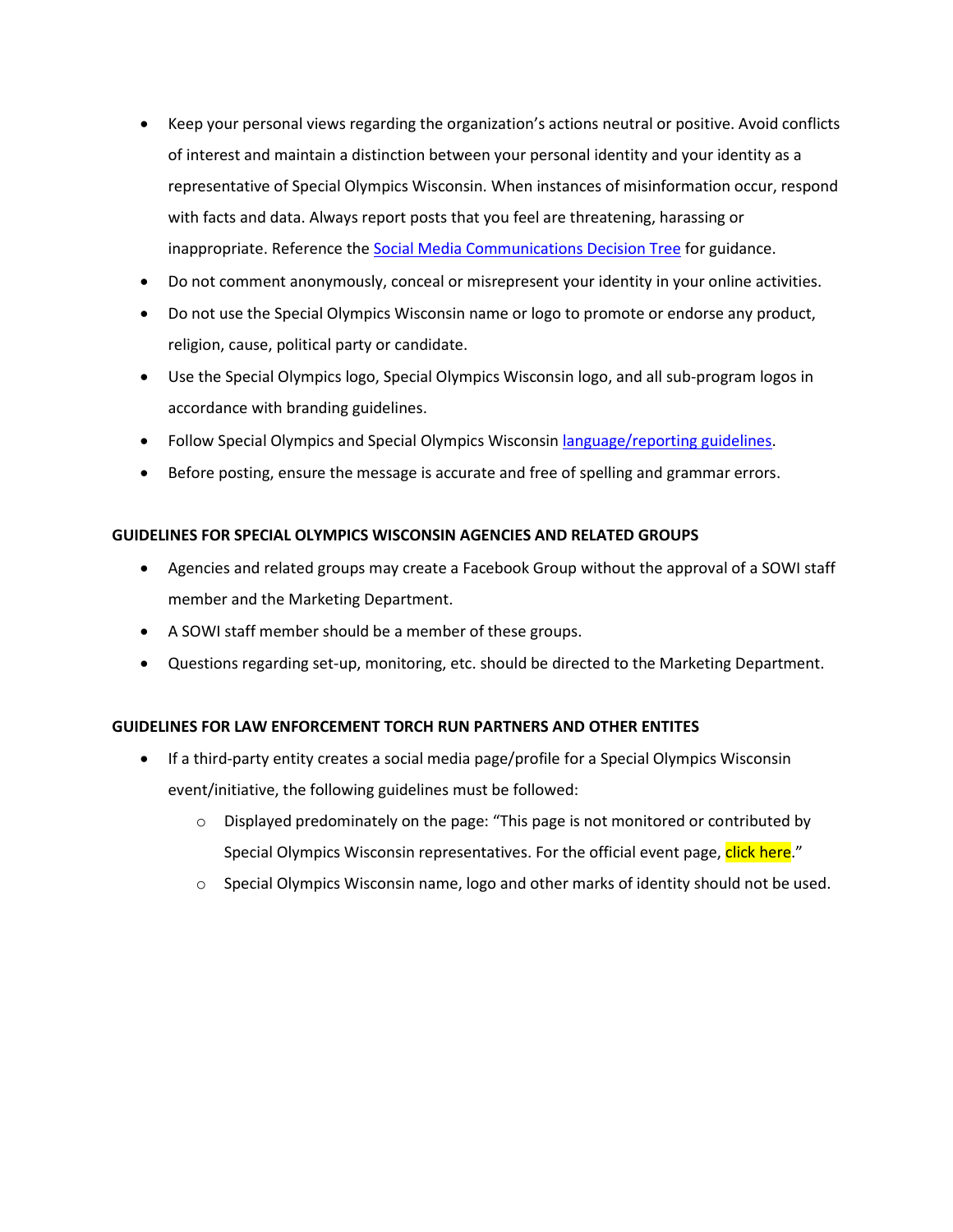- Keep your personal views regarding the organization's actions neutral or positive. Avoid conflicts of interest and maintain a distinction between your personal identity and your identity as a representative of Special Olympics Wisconsin. When instances of misinformation occur, respond with facts and data. Always report posts that you feel are threatening, harassing or inappropriate. Reference the Social Media Communications Decision Tree for guidance.
- Do not comment anonymously, conceal or misrepresent your identity in your online activities.
- Do not use the Special Olympics Wisconsin name or logo to promote or endorse any product, religion, cause, political party or candidate.
- Use the Special Olympics logo, Special Olympics Wisconsin logo, and all sub-program logos in accordance with branding guidelines.
- Follow Special Olympics and Special Olympics Wisconsin language/reporting guidelines.
- Before posting, ensure the message is accurate and free of spelling and grammar errors.

**GUIDELINES FOR SPECIAL OLYMPICS WISCONSIN AGENCIES AND RELATED GROUPS**

- Agencies and related groups may create a Facebook Group without the approval of a SOWI staff member and the Marketing Department.
- A SOWI staff member should be a member of these groups.
- Questions regarding set-up, monitoring, etc. should be directed to the Marketing Department.

**GUIDELINES FOR LAW ENFORCEMENT TORCH RUN PARTNERS AND OTHER ENTITES**

- If a third-party entity creates a social media page/profile for a Special Olympics Wisconsin event/initiative, the following guidelines must be followed:
  - Displayed predominately on the page: "This page is not monitored or contributed by Special Olympics Wisconsin representatives. For the official event page, click here."
  - Special Olympics Wisconsin name, logo and other marks of identity should not be used.